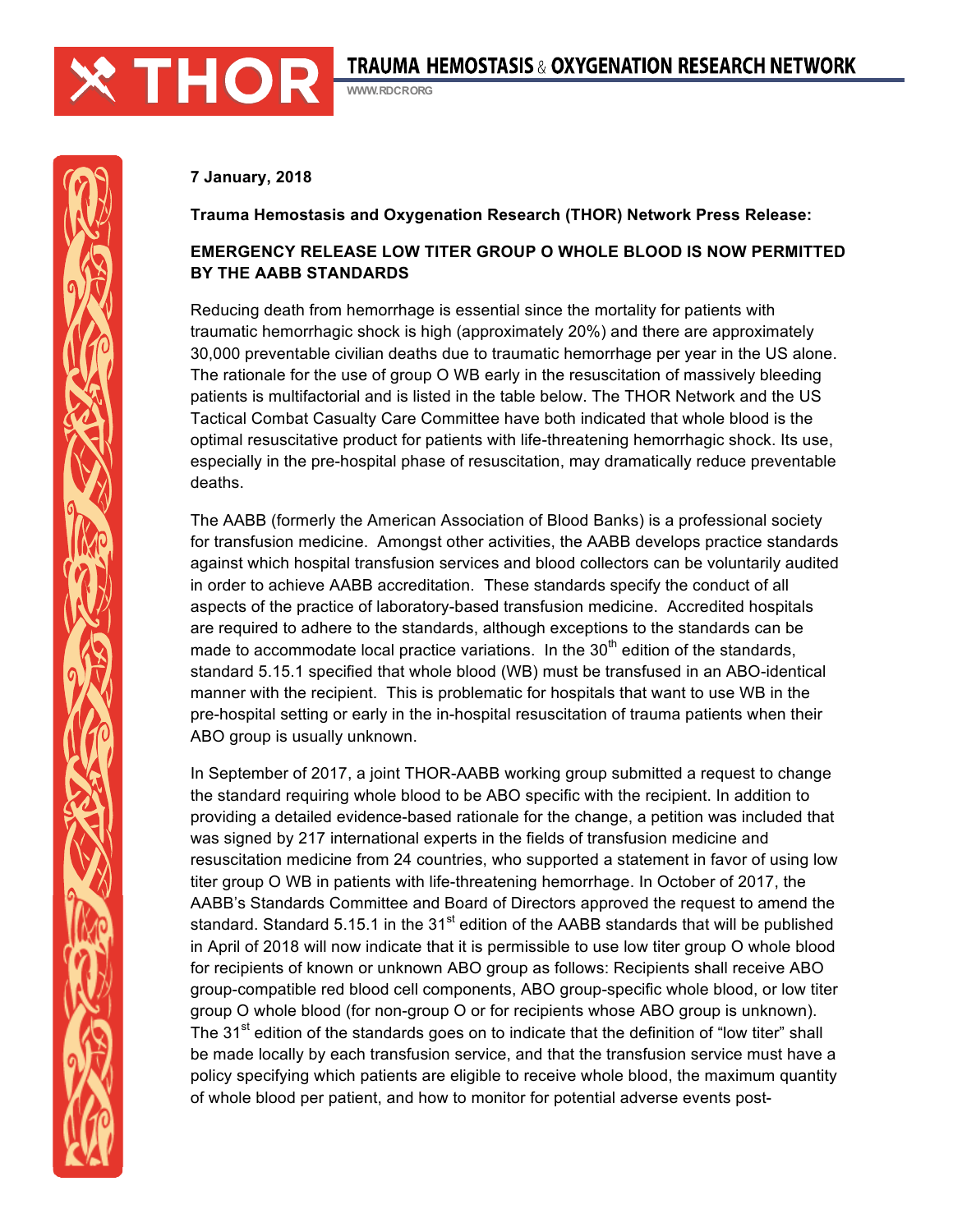# THOR TRAUMA HEMOSTASIS & OXYGENATION RESEARCH NETWORK

WWW.RDCR.ORG

**7 January, 2018**

**Trauma Hemostasis and Oxygenation Research (THOR) Network Press Release:**

**EMERGENCY RELEASE LOW TITER GROUP O WHOLE BLOOD IS NOW PERMITTED BY THE AABB STANDARDS**

Reducing death from hemorrhage is essential since the mortality for patients with traumatic hemorrhagic shock is high (approximately 20%) and there are approximately 30,000 preventable civilian deaths due to traumatic hemorrhage per year in the US alone. The rationale for the use of group O WB early in the resuscitation of massively bleeding patients is multifactorial and is listed in the table below. The THOR Network and the US Tactical Combat Casualty Care Committee have both indicated that whole blood is the optimal resuscitative product for patients with life-threatening hemorrhagic shock. Its use, especially in the pre-hospital phase of resuscitation, may dramatically reduce preventable deaths.

The AABB (formerly the American Association of Blood Banks) is a professional society for transfusion medicine. Amongst other activities, the AABB develops practice standards against which hospital transfusion services and blood collectors can be voluntarily audited in order to achieve AABB accreditation. These standards specify the conduct of all aspects of the practice of laboratory-based transfusion medicine. Accredited hospitals are required to adhere to the standards, although exceptions to the standards can be made to accommodate local practice variations. In the 30th edition of the standards, standard 5.15.1 specified that whole blood (WB) must be transfused in an ABO-identical manner with the recipient. This is problematic for hospitals that want to use WB in the pre-hospital setting or early in the in-hospital resuscitation of trauma patients when their ABO group is usually unknown.

In September of 2017, a joint THOR-AABB working group submitted a request to change the standard requiring whole blood to be ABO specific with the recipient. In addition to providing a detailed evidence-based rationale for the change, a petition was included that was signed by 217 international experts in the fields of transfusion medicine and resuscitation medicine from 24 countries, who supported a statement in favor of using low titer group O WB in patients with life-threatening hemorrhage. In October of 2017, the AABB's Standards Committee and Board of Directors approved the request to amend the standard. Standard 5.15.1 in the 31st edition of the AABB standards that will be published in April of 2018 will now indicate that it is permissible to use low titer group O whole blood for recipients of known or unknown ABO group as follows: Recipients shall receive ABO group-compatible red blood cell components, ABO group-specific whole blood, or low titer group O whole blood (for non-group O or for recipients whose ABO group is unknown). The 31st edition of the standards goes on to indicate that the definition of "low titer" shall be made locally by each transfusion service, and that the transfusion service must have a policy specifying which patients are eligible to receive whole blood, the maximum quantity of whole blood per patient, and how to monitor for potential adverse events post-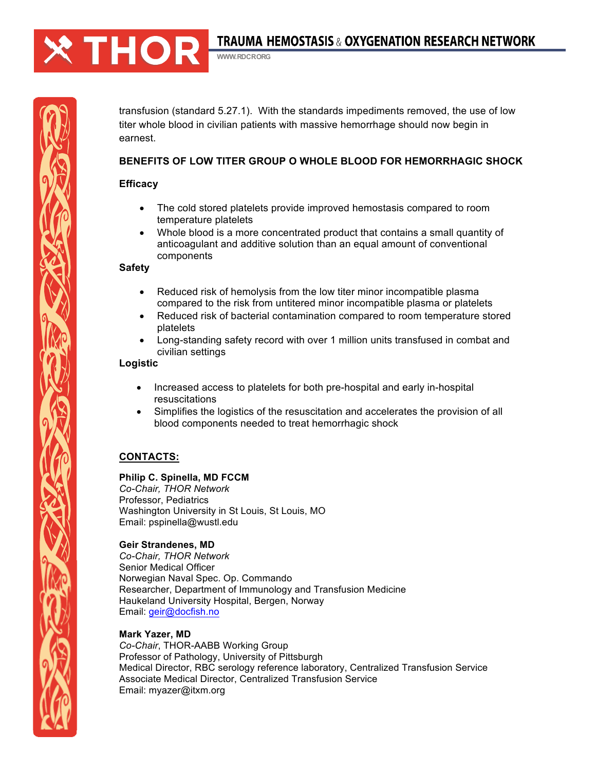transfusion (standard 5.27.1). With the standards impediments removed, the use of low titer whole blood in civilian patients with massive hemorrhage should now begin in earnest.

## BENEFITS OF LOW TITER GROUP O WHOLE BLOOD FOR HEMORRHAGIC SHOCK

### Efficacy

- The cold stored platelets provide improved hemostasis compared to room temperature platelets
- Whole blood is a more concentrated product that contains a small quantity of anticoagulant and additive solution than an equal amount of conventional components

### Safety

- Reduced risk of hemolysis from the low titer minor incompatible plasma compared to the risk from untitered minor incompatible plasma or platelets
- Reduced risk of bacterial contamination compared to room temperature stored platelets
- Long-standing safety record with over 1 million units transfused in combat and civilian settings

### Logistic

- Increased access to platelets for both pre-hospital and early in-hospital resuscitations
- Simplifies the logistics of the resuscitation and accelerates the provision of all blood components needed to treat hemorrhagic shock

## CONTACTS:

**Philip C. Spinella, MD FCCM**
*Co-Chair, THOR Network*
Professor, Pediatrics
Washington University in St Louis, St Louis, MO
Email: pspinella@wustl.edu

**Geir Strandenes, MD**
*Co-Chair, THOR Network*
Senior Medical Officer
Norwegian Naval Spec. Op. Commando
Researcher, Department of Immunology and Transfusion Medicine
Haukeland University Hospital, Bergen, Norway
Email: geir@docfish.no

**Mark Yazer, MD**
*Co-Chair*, THOR-AABB Working Group
Professor of Pathology, University of Pittsburgh
Medical Director, RBC serology reference laboratory, Centralized Transfusion Service
Associate Medical Director, Centralized Transfusion Service
Email: myazer@itxm.org